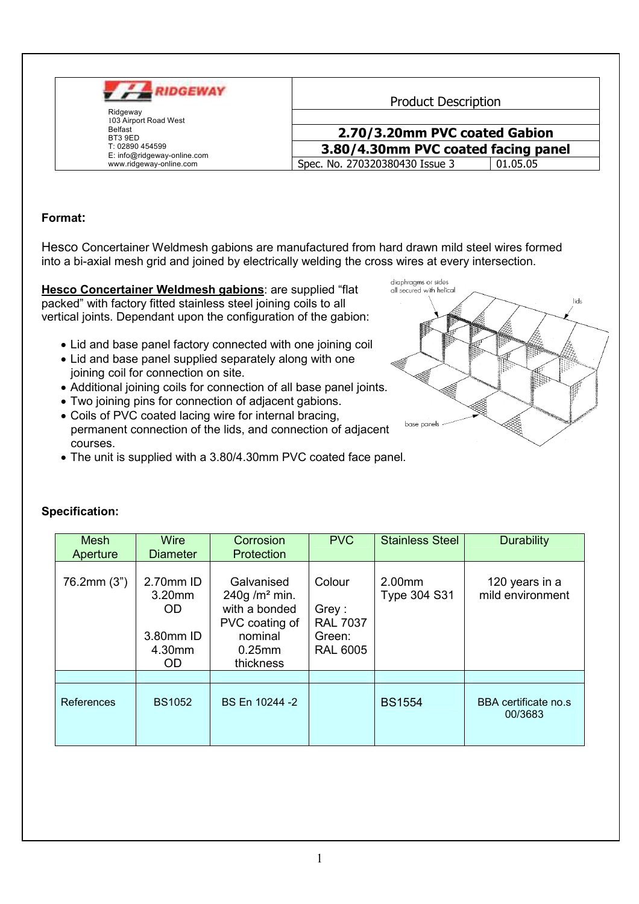| RIDGEWAY<br>Ridgeway<br>103 Airport Road West<br>Belfast<br>BT3 9ED<br>T: 02890 454599<br>E: info@ridgeway-online.com<br>www.ridgeway-online.com | Product Description | |
|---|---|---|
| | **2.70/3.20mm PVC coated Gabion** | |
| | **3.80/4.30mm PVC coated facing panel** | |
| | Spec. No. 270320380430 Issue 3 | 01.05.05 |

**Format:**

Hesco Concertainer Weldmesh gabions are manufactured from hard drawn mild steel wires formed into a bi-axial mesh grid and joined by electrically welding the cross wires at every intersection.

**Hesco Concertainer Weldmesh gabions**: are supplied "flat packed" with factory fitted stainless steel joining coils to all vertical joints. Dependant upon the configuration of the gabion:

- Lid and base panel factory connected with one joining coil
- Lid and base panel supplied separately along with one joining coil for connection on site.
- Additional joining coils for connection of all base panel joints.
- Two joining pins for connection of adjacent gabions.
- Coils of PVC coated lacing wire for internal bracing, permanent connection of the lids, and connection of adjacent courses.
- The unit is supplied with a 3.80/4.30mm PVC coated face panel.

diaphragms or sides all secured with helical

lids

base panels

**Specification:**

| Mesh Aperture | Wire Diameter | Corrosion Protection | PVC | Stainless Steel | Durability |
|---|---|---|---|---|---|
| 76.2mm (3") | 2.70mm ID 3.20mm OD<br><br>3.80mm ID 4.30mm OD | Galvanised 240g /m² min. with a bonded PVC coating of nominal 0.25mm thickness | Colour<br><br>Grey : RAL 7037<br>Green: RAL 6005 | 2.00mm Type 304 S31 | 120 years in a mild environment |
| | | | | | |
| References | BS1052 | BS En 10244 -2 | | BS1554 | BBA certificate no.s 00/3683 |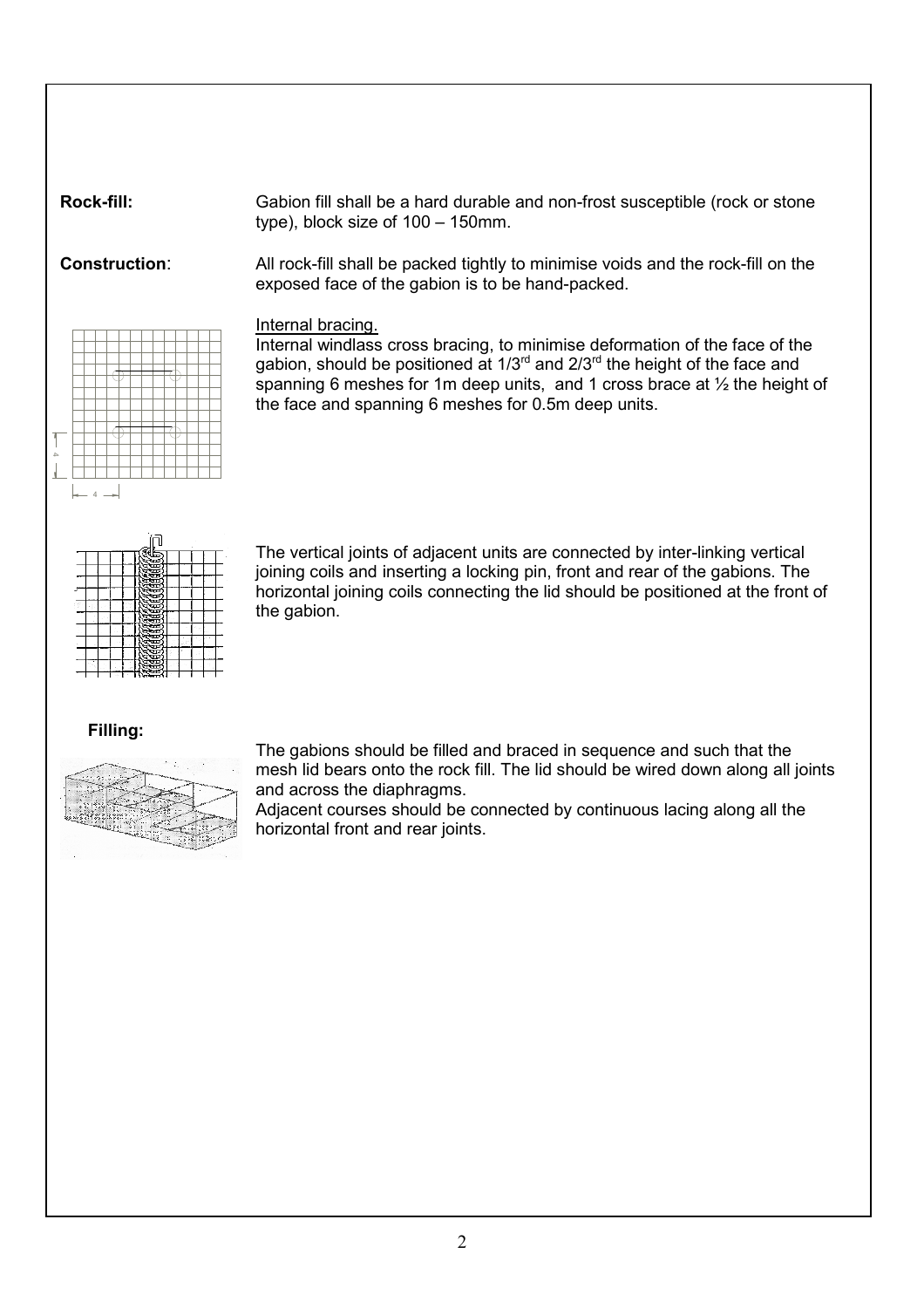**Rock-fill:** Gabion fill shall be a hard durable and non-frost susceptible (rock or stone type), block size of 100 – 150mm.

**Construction**: All rock-fill shall be packed tightly to minimise voids and the rock-fill on the exposed face of the gabion is to be hand-packed.

Internal bracing.

Internal windlass cross bracing, to minimise deformation of the face of the gabion, should be positioned at 1/3[rd] and 2/3[rd] the height of the face and spanning 6 meshes for 1m deep units, and 1 cross brace at ½ the height of the face and spanning 6 meshes for 0.5m deep units.

4

4

The vertical joints of adjacent units are connected by inter-linking vertical joining coils and inserting a locking pin, front and rear of the gabions. The horizontal joining coils connecting the lid should be positioned at the front of the gabion.

**Filling:**

The gabions should be filled and braced in sequence and such that the mesh lid bears onto the rock fill. The lid should be wired down along all joints and across the diaphragms.

Adjacent courses should be connected by continuous lacing along all the horizontal front and rear joints.